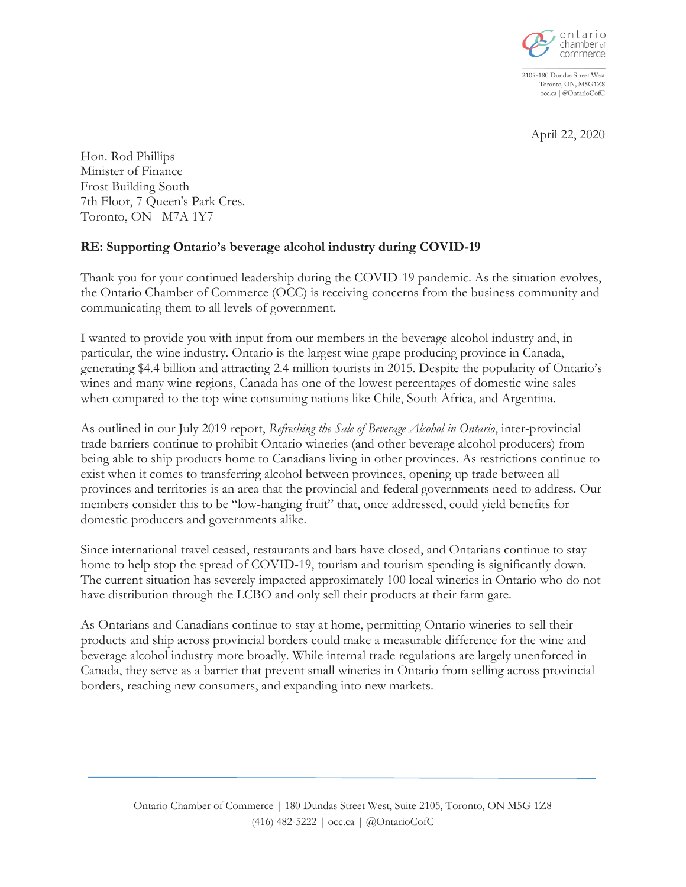ontario chamber of commerce

2105-180 Dundas Street West
Toronto, ON, M5G1Z8
occ.ca | @OntarioCofC

April 22, 2020

Hon. Rod Phillips
Minister of Finance
Frost Building South
7th Floor, 7 Queen's Park Cres.
Toronto, ON M7A 1Y7

**RE: Supporting Ontario's beverage alcohol industry during COVID-19**

Thank you for your continued leadership during the COVID-19 pandemic. As the situation evolves, the Ontario Chamber of Commerce (OCC) is receiving concerns from the business community and communicating them to all levels of government.

I wanted to provide you with input from our members in the beverage alcohol industry and, in particular, the wine industry. Ontario is the largest wine grape producing province in Canada, generating $4.4 billion and attracting 2.4 million tourists in 2015. Despite the popularity of Ontario's wines and many wine regions, Canada has one of the lowest percentages of domestic wine sales when compared to the top wine consuming nations like Chile, South Africa, and Argentina.

As outlined in our July 2019 report, *Refreshing the Sale of Beverage Alcohol in Ontario*, inter-provincial trade barriers continue to prohibit Ontario wineries (and other beverage alcohol producers) from being able to ship products home to Canadians living in other provinces. As restrictions continue to exist when it comes to transferring alcohol between provinces, opening up trade between all provinces and territories is an area that the provincial and federal governments need to address. Our members consider this to be "low-hanging fruit" that, once addressed, could yield benefits for domestic producers and governments alike.

Since international travel ceased, restaurants and bars have closed, and Ontarians continue to stay home to help stop the spread of COVID-19, tourism and tourism spending is significantly down. The current situation has severely impacted approximately 100 local wineries in Ontario who do not have distribution through the LCBO and only sell their products at their farm gate.

As Ontarians and Canadians continue to stay at home, permitting Ontario wineries to sell their products and ship across provincial borders could make a measurable difference for the wine and beverage alcohol industry more broadly. While internal trade regulations are largely unenforced in Canada, they serve as a barrier that prevent small wineries in Ontario from selling across provincial borders, reaching new consumers, and expanding into new markets.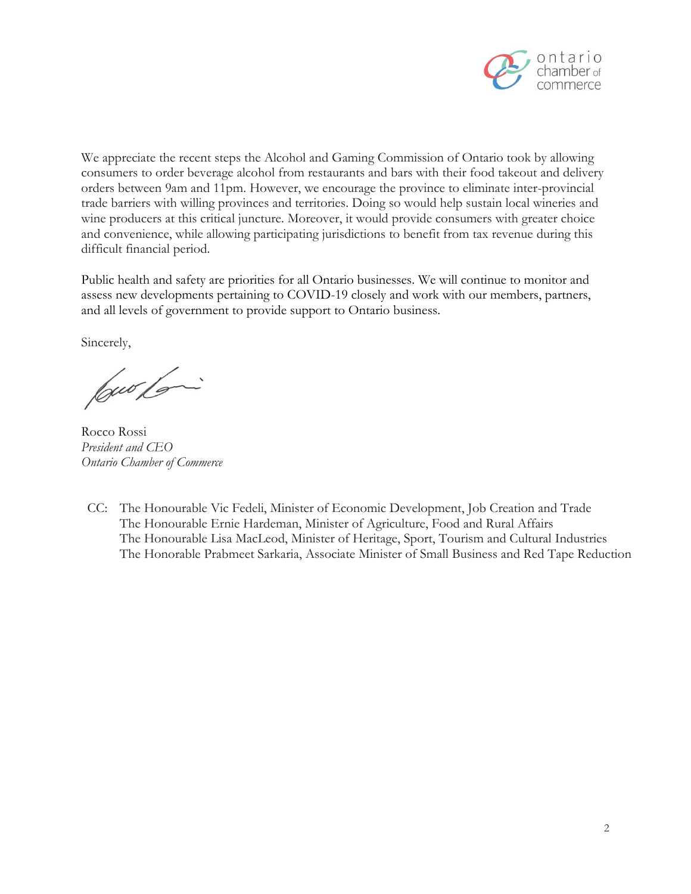We appreciate the recent steps the Alcohol and Gaming Commission of Ontario took by allowing consumers to order beverage alcohol from restaurants and bars with their food takeout and delivery orders between 9am and 11pm. However, we encourage the province to eliminate inter-provincial trade barriers with willing provinces and territories. Doing so would help sustain local wineries and wine producers at this critical juncture. Moreover, it would provide consumers with greater choice and convenience, while allowing participating jurisdictions to benefit from tax revenue during this difficult financial period.

Public health and safety are priorities for all Ontario businesses. We will continue to monitor and assess new developments pertaining to COVID-19 closely and work with our members, partners, and all levels of government to provide support to Ontario business.

Sincerely,

Rocco Rossi
*President and CEO*
*Ontario Chamber of Commerce*

CC: The Honourable Vic Fedeli, Minister of Economic Development, Job Creation and Trade
The Honourable Ernie Hardeman, Minister of Agriculture, Food and Rural Affairs
The Honourable Lisa MacLeod, Minister of Heritage, Sport, Tourism and Cultural Industries
The Honorable Prabmeet Sarkaria, Associate Minister of Small Business and Red Tape Reduction